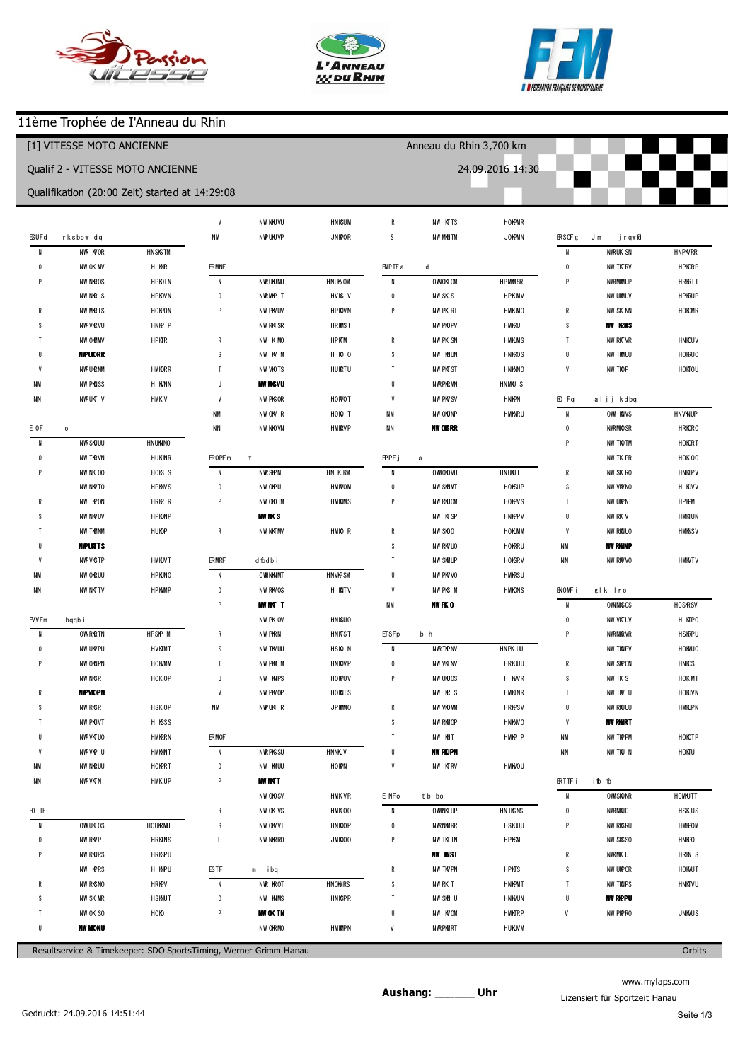# 11ème Trophée de l'Anneau du Rhin

**[1] VITESSE MOTO ANCIENNE** — Anneau du Rhin 3,700 km

**Qualif 2 - VITESSE MOTO ANCIENNE** — 24.09.2016 14:30

Qualifikation (20:00 Zeit) started at 14:29:08

**ESUFd rksbow dq**

| | | |
|---|---|---|
| N | NW NOR | HNSKSTM |
| 0 | NW OK MV | H NWR |
| P | NW NWROS | HPKOTN |
| | NW NWR S | HPKOVN |
| R | NW NWRTS | HOKPON |
| S | NWPVWRVU | HNMP P |
| T | NW OMWMV | HPKTR |
| U | **NWPUKORR** | |
| V | NWPURNM | HMKORR |
| NM | NW PMSSS | H NWNN |
| NN | NWPUKT V | HMK V |

**E 0F o**

| | | |
|---|---|---|
| N | NWRSKUUU | HNUMNO |
| 0 | NW TRPVN | HUKONR |
| P | NW NK 00 | HOKS S |
| | NW NWTO | HPMWS |
| R | NW KPON | HRKR R |
| S | NW NWUV | HPKONP |
| T | NW TMUNM | HUKOP |
| U | **NWPUKTS** | |
| V | NWPVKSTP | HMKOVT |
| NM | NW ORUU | HPKUNO |
| NN | NW NKTV | HPMMP |

**EVFm bqqb i**

| | | |
|---|---|---|
| N | OWNRKTN | HPSKP M |
| 0 | NW UKPU | HVKTMT |
| P | NW OKUPN | HOKMM |
| | NW NWSR | HOK OP |
| R | **NWPVKOPN** | |
| S | NW RKSR | HSK OP |
| T | NW PKUVT | H KSS |
| U | NWPVKTUO | HMKSRN |
| V | NWPVKP U | HMKNNT |
| NM | NW NWRUU | HOKPRT |
| NN | NWPVKTN | HMK UP |

**EDTTF**

| | | |
|---|---|---|
| N | OWNUKTOS | HOUKRMU |
| 0 | NW RMP | HRKTNS |
| P | NW RKURS | HRKSPU |
| | NW KPRS | H KMPU |
| R | NW RKSNO | HRKPV |
| S | NW SK MR | HSKMUT |
| T | NW OK SO | HOKO |
| U | **NW MONU** | |

| | | |
|---|---|---|
| V | NW NKUVU | HNKSUM |
| NM | NWPUKUVP | JNKPOR |

**ERMNF**

| | | |
|---|---|---|
| N | NWRUKUNU | HNUMOM |
| 0 | NWRMP T | HVKS V |
| P | NW PKUV | HPKOVN |
| | NW RKTSR | HRKMST |
| R | NW K MO | HPKTM |
| S | NW KV M | H KO 0 |
| T | NW VKOTS | HUKRTU |
| U | **NW MKSVU** | |
| V | NW PKSOR | HOMOT |
| NM | NW OKV R | HOKO T |
| NN | NW NKOVN | HMKRVP |

**EROPFm t**

| | | |
|---|---|---|
| N | NWRSKPN | HN KURM |
| 0 | NW OKPU | HMKNOM |
| P | NW OKOTM | HMKUMS |
| | **NW NK S** | |
| R | NW NKTMV | HMKO R |

**ERMRF dfbdb i**

| | | |
|---|---|---|
| N | OWNNKMT | HNVKPSM |
| 0 | NW RKVOS | H KMTV |
| P | **NW NKT T** | |
| | NW PK OV | HNKSUO |
| R | NW PKRN | HNKTST |
| S | NW TKVUU | HSKO N |
| T | NW PKM M | HNKOVP |
| U | NW KUPS | HOKPUV |
| V | NW PKVOP | HOKMTS |
| NM | NWPUKT R | JPKMMO |

**ERMOF**

| | | |
|---|---|---|
| N | NWRPKSSU | HNNKUV |
| 0 | NW KUU | HOKPN |
| P | **NW NKTT** | |
| | NW OKOSV | HMK VR |
| R | NW OK VS | HMKTOO |
| S | NW OKVVT | HNKOOP |
| T | NW NWRRO | JMKOOO |

**ESTF m ibq**

| | | |
|---|---|---|
| N | NWR KROT | HNOKMRS |
| 0 | NW KUMS | HNKSPR |
| P | **NW OK TN** | |
| | NW OKRMO | HMKMPN |

| | | |
|---|---|---|
| R | NW KTTS | HOKPMR |
| S | NW NWMTM | JOKPMN |

**ENPTFa d**

| | | |
|---|---|---|
| N | OWOKTOM | HPKMMSR |
| 0 | NW SK S | HPKUMV |
| P | NW PK RT | HMKUMO |
| | NW PKOPV | HMKRU |
| R | NW PK SN | HMKUMS |
| S | NW KNUN | HNKROS |
| T | NW PKTST | HNKNNO |
| U | NWRPKRMN | HNMU S |
| V | NW PKVSV | HNKPN |
| NM | NW OKUNP | HMKNRU |
| NN | **NW OKSRR** | |

**EPPFj a**

| | | |
|---|---|---|
| N | OWNKOVU | HNUKUT |
| 0 | NW SKUMT | HOKSUP |
| P | NW RKUOM | HOKPVS |
| | NW KTSP | HNKPPV |
| R | NW SKOO | HOKUMM |
| S | NW RKVUO | HOKRRU |
| T | NW SKMUP | HOKSRV |
| U | NW PKVVO | HMKRSU |
| V | NW PKS M | HMKONS |
| NM | **NW PK O** | |

**ETSFp b h**

| | | |
|---|---|---|
| N | NWRTKPNV | HNPK UU |
| 0 | NW VKTNV | HRKUUU |
| P | NW UKUOS | H KVVR |
| | NW KR S | HMKTNR |
| R | NW VKOMM | HRKPSV |
| S | NW RMOP | HNKMVO |
| T | NW KNT | HMKP P |
| U | **NW PKUPN** | |
| V | NW KTRV | HMKVOU |

**E NFo tb bo**

| | | |
|---|---|---|
| N | OWNKTUP | HNTKSNS |
| 0 | NWRNMRR | HSKUUU |
| P | NW TKTTN | HPKSM |
| | **NW NKST** | |
| R | NW TKVPN | HPKTS |
| S | NW RK T | HNKPMT |
| T | NW SKN U | HMKNUN |
| U | NW KVOM | HMKTRP |
| V | NWRPKRT | HUKVM |

**ERSOF g Jm jrqwfd**

| | | |
|---|---|---|
| N | NWRUK SN | HNPKVRR |
| 0 | NW TKTRV | HPKORP |
| P | NWRMMUP | HRKRTT |
| | NW UKUUV | HPKRUP |
| R | NW SKTNN | HOKOMR |
| S | **NW KRUS** | |
| T | NW RKTVR | HNKOUV |
| U | NW TKMUU | HOKRUO |
| V | NW TKOP | HOKTOU |

**ED Fq aljj kdbq**

| | | |
|---|---|---|
| N | OW KVS | HNVKMUP |
| 0 | NWRMOSR | HRKORO |
| P | NW TKOTM | HOKORT |
| | NW TK PR | HOK OO |
| R | NW SKTRO | HNKTPV |
| S | NW VKVNO | H KUVV |
| T | NW UKPNT | HPKPM |
| U | NW RKTV | HMKTUN |
| V | NW RKVUO | HMKNSV |
| NM | **NW RKMNP** | |
| NN | NW RKVVO | HMKVTV |

**ENOMF i glk lro**

| | | |
|---|---|---|
| N | OWNKSOS | HOSKRSV |
| 0 | NW VKTUV | H KTPO |
| P | NWRNKRVR | HSKRPU |
| | NW TKNPV | HOKMUO |
| R | NW SKPON | HNKOS |
| S | NW TK S | HOK MT |
| T | NW TKV U | HOKUVN |
| U | NW RKUUU | HMKUPN |
| V | **NW RKMRT** | |
| NM | NW TKPPM | HOKOTP |
| NN | NW TKU N | HOKTU |

**ERTTF i ib ib**

| | | |
|---|---|---|
| N | OWNSKONR | HOMKUTT |
| 0 | NWRNKUO | HSK US |
| P | NW RKSRU | HMKPOM |
| | NW SKSSO | HNKPO |
| R | NWRMK U | HRKN S |
| S | NW UKPOR | HOKUT |
| T | NW TKNPS | HNKTVU |
| U | **NW RKPPU** | |
| V | NW PKPRO | JNKMUS |

Resultservice & Timekeeper: SDO SportsTiming, Werner Grimm Hanau — Orbits

**Aushang: ______ Uhr**

www.mylaps.com

Lizensiert für Sportzeit Hanau

Gedruckt: 24.09.2016 14:51:44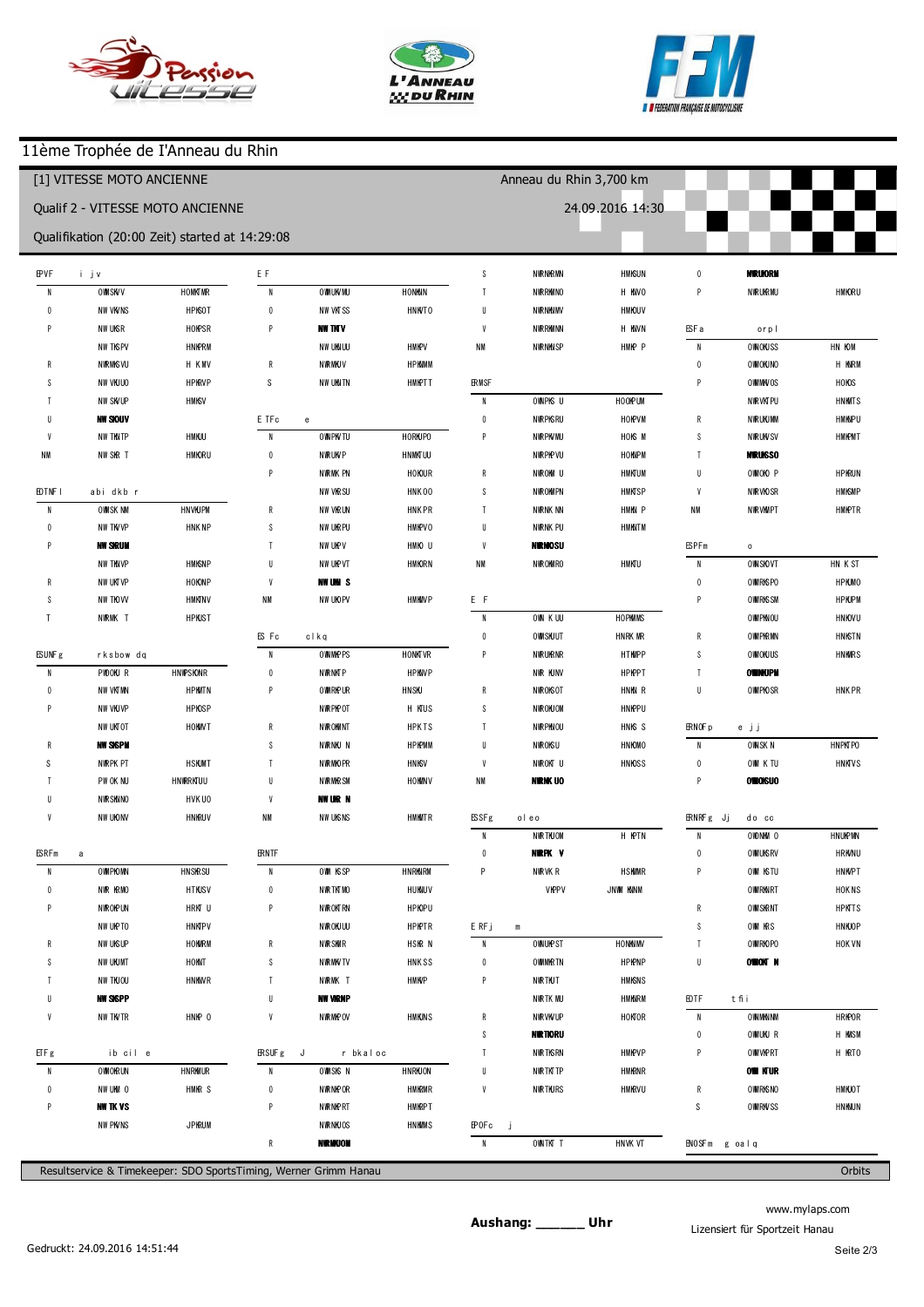# 11ème Trophée de l'Anneau du Rhin

**[1] VITESSE MOTO ANCIENNE** — Anneau du Rhin 3,700 km

**Qualif 2 - VITESSE MOTO ANCIENNE** — 24.09.2016 14:30

Qualifikation (20:00 Zeit) started at 14:29:08

Resultservice & Timekeeper: SDO SportsTiming, Werner Grimm Hanau — Orbits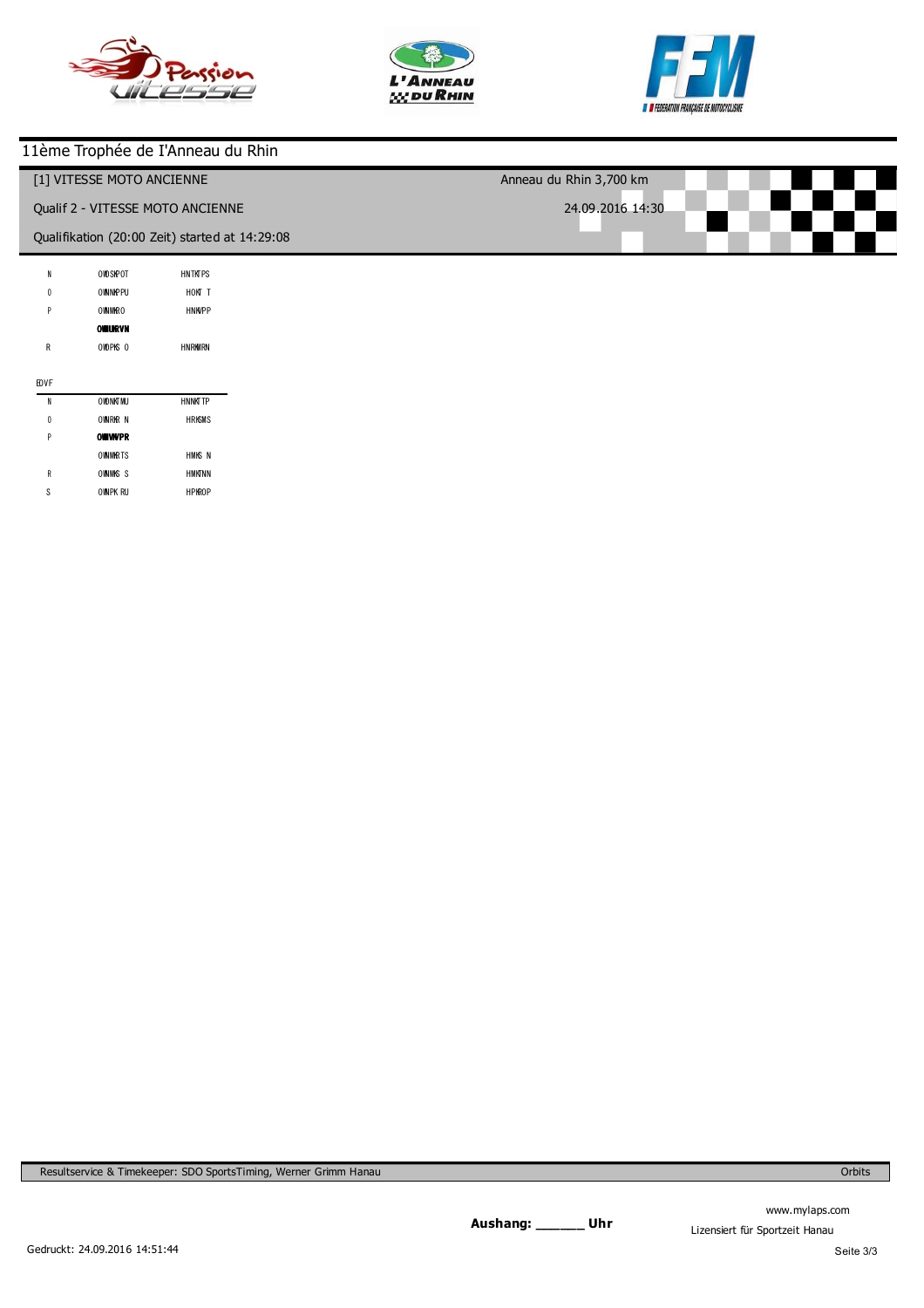# 11ème Trophée de l'Anneau du Rhin

[1] VITESSE MOTO ANCIENNE

Anneau du Rhin 3,700 km

Qualif 2 - VITESSE MOTO ANCIENNE

24.09.2016 14:30

Qualifikation (20:00 Zeit) started at 14:29:08

| | | |
|---|---|---|
| N | OYDSNPOT | HNTKTPS |
| 0 | OWNKPPU | HOKT T |
| P | OWNWRO | HNWPP |
| | **OWURVN** | |
| R | OYDPKS 0 | HNRNIRN |

EDVF

| | | |
|---|---|---|
| N | OYDNKTMU | HNNKTP |
| 0 | OWRNR N | HRKSMS |
| P | **OWWPR** | |
| | OWNWRTS | HMKS N |
| R | OWNMS S | HMKTNN |
| S | OWPK RU | HPKROP |

Resultservice & Timekeeper: SDO SportsTiming, Werner Grimm Hanau

Orbits

www.mylaps.com

**Aushang: ______ Uhr**

Lizensiert für Sportzeit Hanau

Gedruckt: 24.09.2016 14:51:44